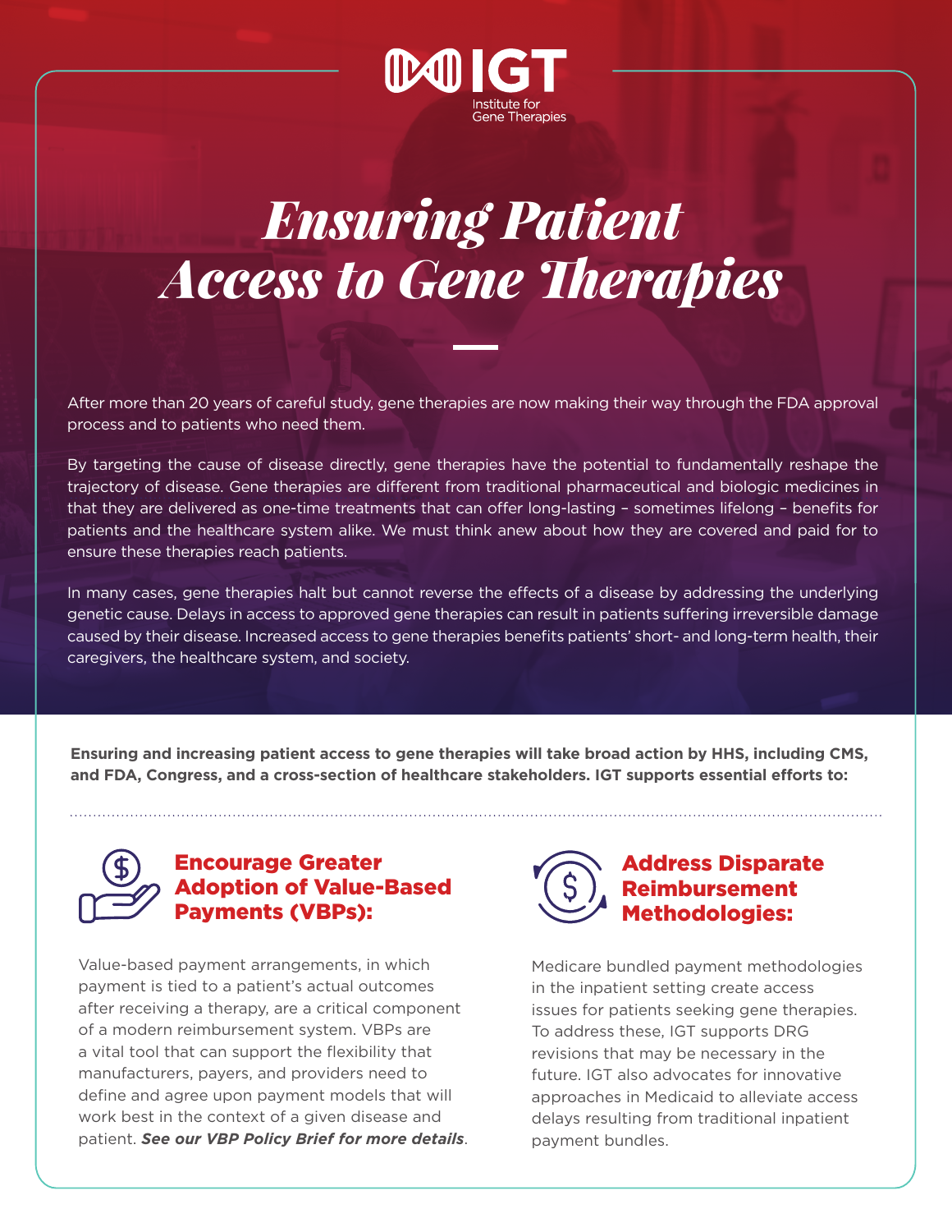IGT Institute for Gene Therapies

# Ensuring Patient Access to Gene Therapies

After more than 20 years of careful study, gene therapies are now making their way through the FDA approval process and to patients who need them.

By targeting the cause of disease directly, gene therapies have the potential to fundamentally reshape the trajectory of disease. Gene therapies are different from traditional pharmaceutical and biologic medicines in that they are delivered as one-time treatments that can offer long-lasting – sometimes lifelong – benefits for patients and the healthcare system alike. We must think anew about how they are covered and paid for to ensure these therapies reach patients.

In many cases, gene therapies halt but cannot reverse the effects of a disease by addressing the underlying genetic cause. Delays in access to approved gene therapies can result in patients suffering irreversible damage caused by their disease. Increased access to gene therapies benefits patients' short- and long-term health, their caregivers, the healthcare system, and society.

**Ensuring and increasing patient access to gene therapies will take broad action by HHS, including CMS, and FDA, Congress, and a cross-section of healthcare stakeholders. IGT supports essential efforts to:**

## Encourage Greater Adoption of Value-Based Payments (VBPs):

Value-based payment arrangements, in which payment is tied to a patient's actual outcomes after receiving a therapy, are a critical component of a modern reimbursement system. VBPs are a vital tool that can support the flexibility that manufacturers, payers, and providers need to define and agree upon payment models that will work best in the context of a given disease and patient. ***See our VBP Policy Brief for more details***.

## Address Disparate Reimbursement Methodologies:

Medicare bundled payment methodologies in the inpatient setting create access issues for patients seeking gene therapies. To address these, IGT supports DRG revisions that may be necessary in the future. IGT also advocates for innovative approaches in Medicaid to alleviate access delays resulting from traditional inpatient payment bundles.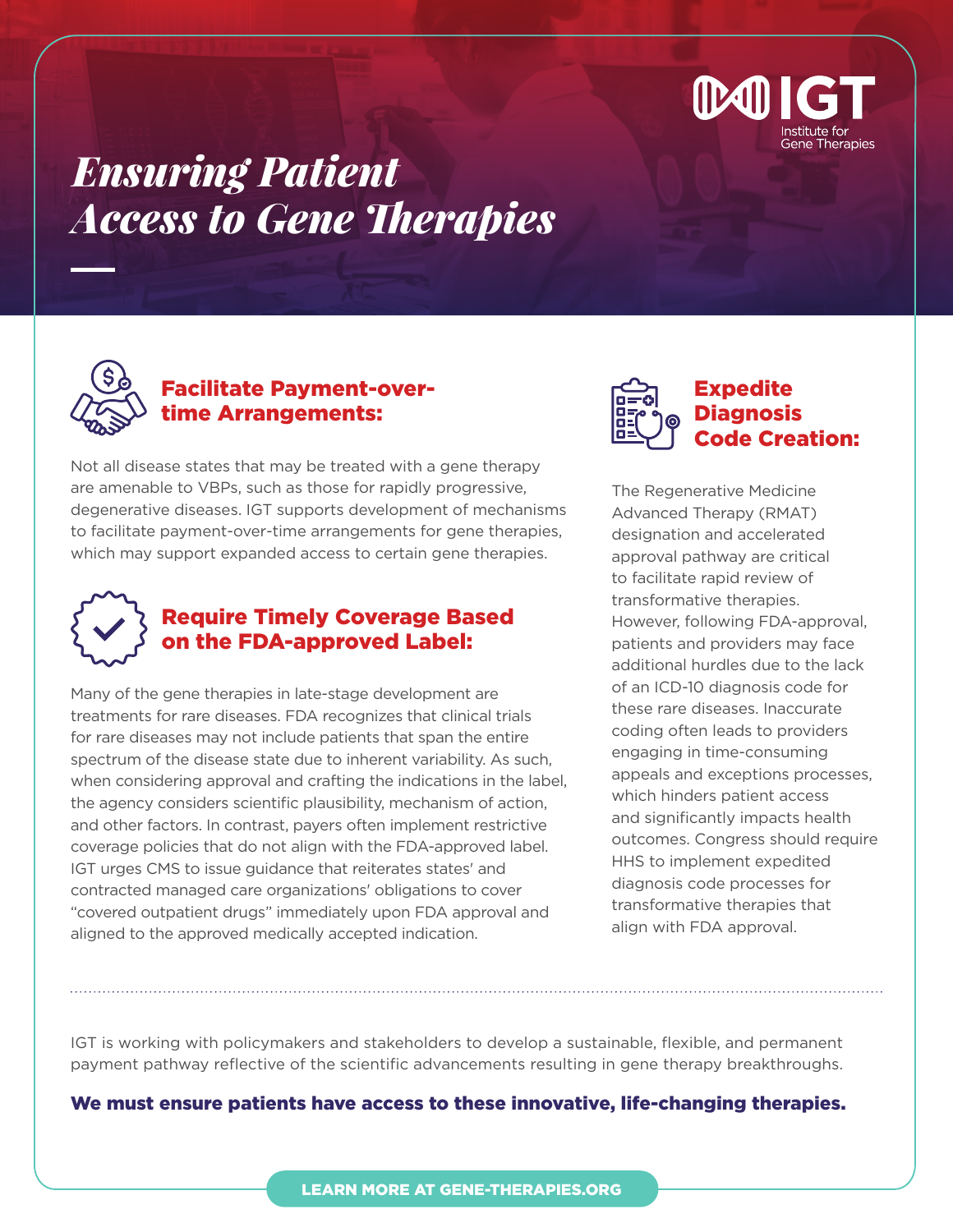# *Ensuring Patient Access to Gene Therapies*

IGT
Institute for Gene Therapies

## Facilitate Payment-over-time Arrangements:

Not all disease states that may be treated with a gene therapy are amenable to VBPs, such as those for rapidly progressive, degenerative diseases. IGT supports development of mechanisms to facilitate payment-over-time arrangements for gene therapies, which may support expanded access to certain gene therapies.

## Require Timely Coverage Based on the FDA-approved Label:

Many of the gene therapies in late-stage development are treatments for rare diseases. FDA recognizes that clinical trials for rare diseases may not include patients that span the entire spectrum of the disease state due to inherent variability. As such, when considering approval and crafting the indications in the label, the agency considers scientific plausibility, mechanism of action, and other factors. In contrast, payers often implement restrictive coverage policies that do not align with the FDA-approved label. IGT urges CMS to issue guidance that reiterates states' and contracted managed care organizations' obligations to cover "covered outpatient drugs" immediately upon FDA approval and aligned to the approved medically accepted indication.

## Expedite Diagnosis Code Creation:

The Regenerative Medicine Advanced Therapy (RMAT) designation and accelerated approval pathway are critical to facilitate rapid review of transformative therapies. However, following FDA-approval, patients and providers may face additional hurdles due to the lack of an ICD-10 diagnosis code for these rare diseases. Inaccurate coding often leads to providers engaging in time-consuming appeals and exceptions processes, which hinders patient access and significantly impacts health outcomes. Congress should require HHS to implement expedited diagnosis code processes for transformative therapies that align with FDA approval.

IGT is working with policymakers and stakeholders to develop a sustainable, flexible, and permanent payment pathway reflective of the scientific advancements resulting in gene therapy breakthroughs.

**We must ensure patients have access to these innovative, life-changing therapies.**

LEARN MORE AT GENE-THERAPIES.ORG